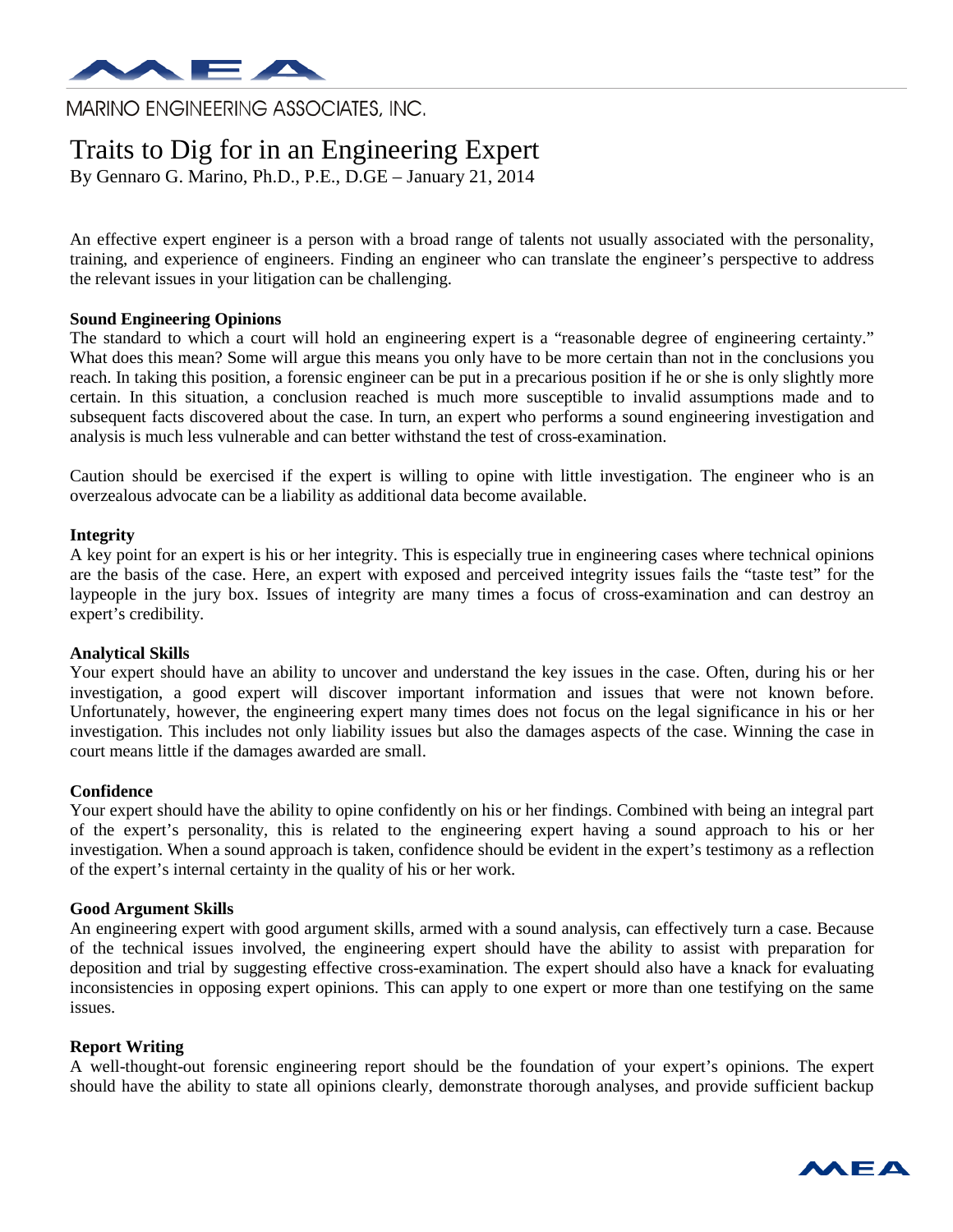MARINO ENGINEERING ASSOCIATES, INC.

# Traits to Dig for in an Engineering Expert

By Gennaro G. Marino, Ph.D., P.E., D.GE – January 21, 2014

An effective expert engineer is a person with a broad range of talents not usually associated with the personality, training, and experience of engineers. Finding an engineer who can translate the engineer's perspective to address the relevant issues in your litigation can be challenging.

**Sound Engineering Opinions**

The standard to which a court will hold an engineering expert is a "reasonable degree of engineering certainty." What does this mean? Some will argue this means you only have to be more certain than not in the conclusions you reach. In taking this position, a forensic engineer can be put in a precarious position if he or she is only slightly more certain. In this situation, a conclusion reached is much more susceptible to invalid assumptions made and to subsequent facts discovered about the case. In turn, an expert who performs a sound engineering investigation and analysis is much less vulnerable and can better withstand the test of cross-examination.

Caution should be exercised if the expert is willing to opine with little investigation. The engineer who is an overzealous advocate can be a liability as additional data become available.

**Integrity**

A key point for an expert is his or her integrity. This is especially true in engineering cases where technical opinions are the basis of the case. Here, an expert with exposed and perceived integrity issues fails the "taste test" for the laypeople in the jury box. Issues of integrity are many times a focus of cross-examination and can destroy an expert's credibility.

**Analytical Skills**

Your expert should have an ability to uncover and understand the key issues in the case. Often, during his or her investigation, a good expert will discover important information and issues that were not known before. Unfortunately, however, the engineering expert many times does not focus on the legal significance in his or her investigation. This includes not only liability issues but also the damages aspects of the case. Winning the case in court means little if the damages awarded are small.

**Confidence**

Your expert should have the ability to opine confidently on his or her findings. Combined with being an integral part of the expert's personality, this is related to the engineering expert having a sound approach to his or her investigation. When a sound approach is taken, confidence should be evident in the expert's testimony as a reflection of the expert's internal certainty in the quality of his or her work.

**Good Argument Skills**

An engineering expert with good argument skills, armed with a sound analysis, can effectively turn a case. Because of the technical issues involved, the engineering expert should have the ability to assist with preparation for deposition and trial by suggesting effective cross-examination. The expert should also have a knack for evaluating inconsistencies in opposing expert opinions. This can apply to one expert or more than one testifying on the same issues.

**Report Writing**

A well-thought-out forensic engineering report should be the foundation of your expert's opinions. The expert should have the ability to state all opinions clearly, demonstrate thorough analyses, and provide sufficient backup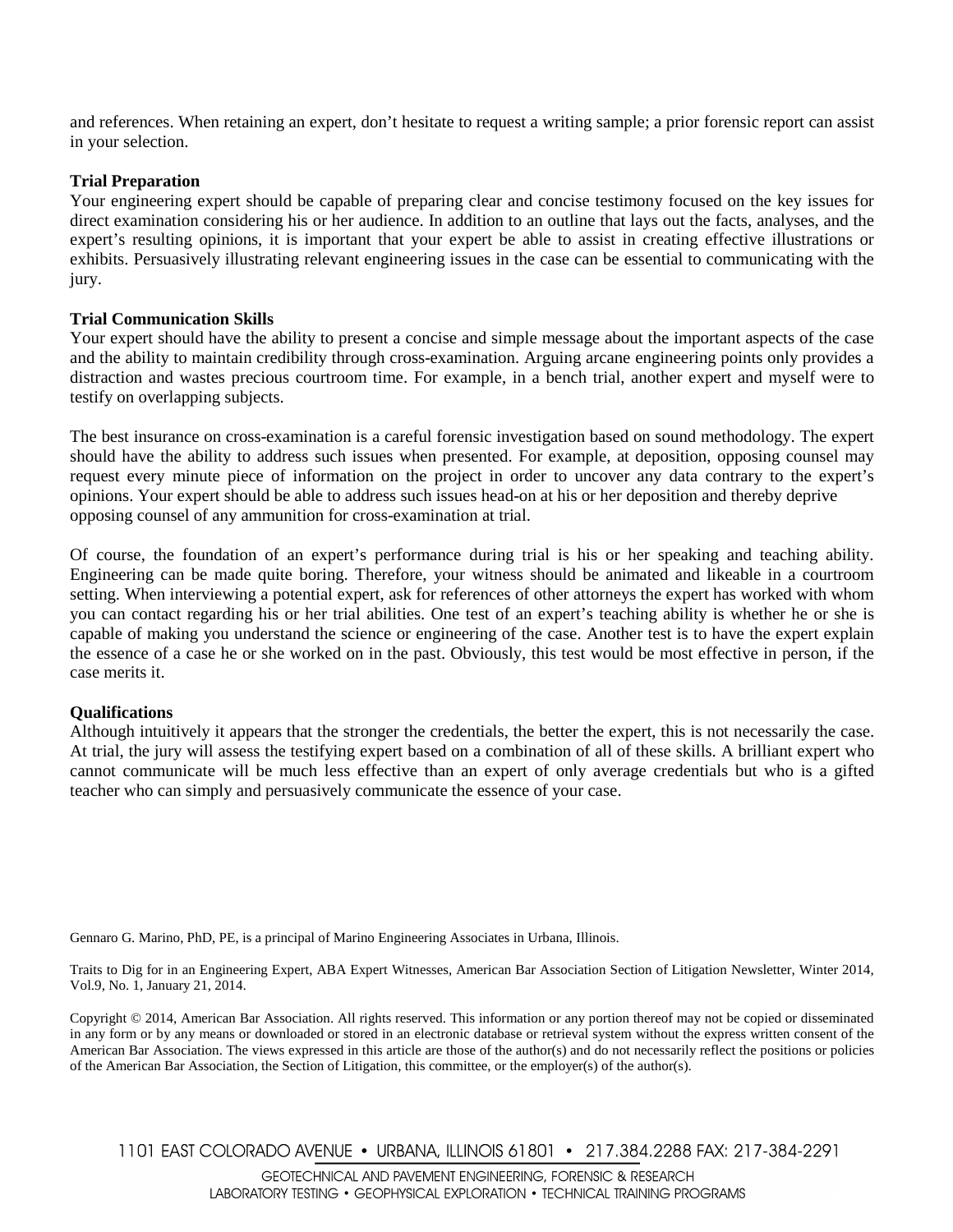and references. When retaining an expert, don't hesitate to request a writing sample; a prior forensic report can assist in your selection.

**Trial Preparation**

Your engineering expert should be capable of preparing clear and concise testimony focused on the key issues for direct examination considering his or her audience. In addition to an outline that lays out the facts, analyses, and the expert's resulting opinions, it is important that your expert be able to assist in creating effective illustrations or exhibits. Persuasively illustrating relevant engineering issues in the case can be essential to communicating with the jury.

**Trial Communication Skills**

Your expert should have the ability to present a concise and simple message about the important aspects of the case and the ability to maintain credibility through cross-examination. Arguing arcane engineering points only provides a distraction and wastes precious courtroom time. For example, in a bench trial, another expert and myself were to testify on overlapping subjects.

The best insurance on cross-examination is a careful forensic investigation based on sound methodology. The expert should have the ability to address such issues when presented. For example, at deposition, opposing counsel may request every minute piece of information on the project in order to uncover any data contrary to the expert's opinions. Your expert should be able to address such issues head-on at his or her deposition and thereby deprive opposing counsel of any ammunition for cross-examination at trial.

Of course, the foundation of an expert's performance during trial is his or her speaking and teaching ability. Engineering can be made quite boring. Therefore, your witness should be animated and likeable in a courtroom setting. When interviewing a potential expert, ask for references of other attorneys the expert has worked with whom you can contact regarding his or her trial abilities. One test of an expert's teaching ability is whether he or she is capable of making you understand the science or engineering of the case. Another test is to have the expert explain the essence of a case he or she worked on in the past. Obviously, this test would be most effective in person, if the case merits it.

**Qualifications**

Although intuitively it appears that the stronger the credentials, the better the expert, this is not necessarily the case. At trial, the jury will assess the testifying expert based on a combination of all of these skills. A brilliant expert who cannot communicate will be much less effective than an expert of only average credentials but who is a gifted teacher who can simply and persuasively communicate the essence of your case.

Gennaro G. Marino, PhD, PE, is a principal of Marino Engineering Associates in Urbana, Illinois.

Traits to Dig for in an Engineering Expert, ABA Expert Witnesses, American Bar Association Section of Litigation Newsletter, Winter 2014, Vol.9, No. 1, January 21, 2014.

Copyright © 2014, American Bar Association. All rights reserved. This information or any portion thereof may not be copied or disseminated in any form or by any means or downloaded or stored in an electronic database or retrieval system without the express written consent of the American Bar Association. The views expressed in this article are those of the author(s) and do not necessarily reflect the positions or policies of the American Bar Association, the Section of Litigation, this committee, or the employer(s) of the author(s).

1101 EAST COLORADO AVENUE • URBANA, ILLINOIS 61801 • 217.384.2288 FAX: 217-384-2291

GEOTECHNICAL AND PAVEMENT ENGINEERING, FORENSIC & RESEARCH
LABORATORY TESTING • GEOPHYSICAL EXPLORATION • TECHNICAL TRAINING PROGRAMS